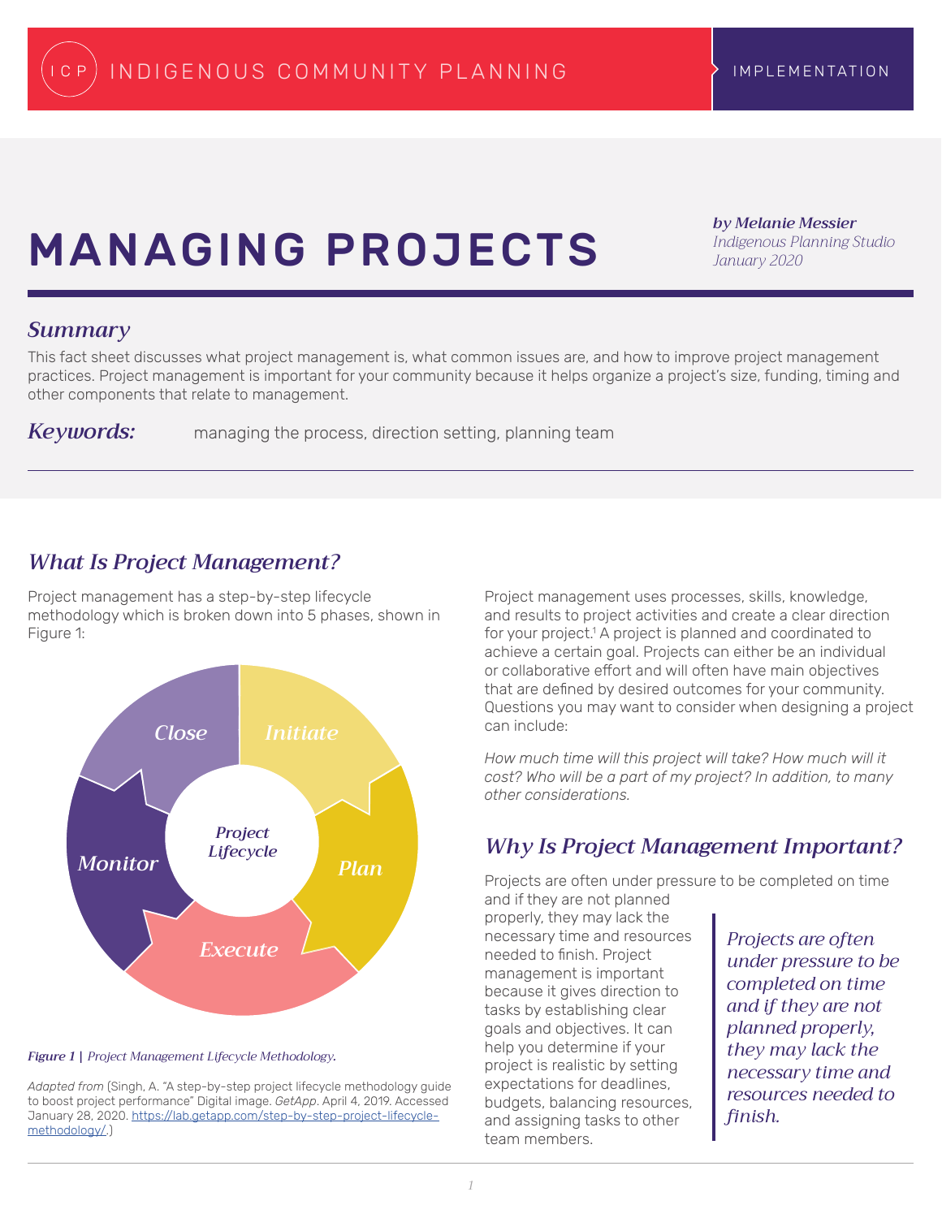# MANAGING PROJECTS

*by Melanie Messier*
*Indigenous Planning Studio*
*January 2020*

## *Summary*

This fact sheet discusses what project management is, what common issues are, and how to improve project management practices. Project management is important for your community because it helps organize a project's size, funding, timing and other components that relate to management.

***Keywords:*** managing the process, direction setting, planning team

## *What Is Project Management?*

Project management has a step-by-step lifecycle methodology which is broken down into 5 phases, shown in Figure 1:

Project Lifecycle: Initiate, Plan, Execute, Monitor, Close

***Figure 1 |*** *Project Management Lifecycle Methodology.*

*Adapted from* (Singh, A. "A step-by-step project lifecycle methodology guide to boost project performance" Digital image. *GetApp*. April 4, 2019. Accessed January 28, 2020. https://lab.getapp.com/step-by-step-project-lifecycle-methodology/.)

Project management uses processes, skills, knowledge, and results to project activities and create a clear direction for your project.[1] A project is planned and coordinated to achieve a certain goal. Projects can either be an individual or collaborative effort and will often have main objectives that are defined by desired outcomes for your community. Questions you may want to consider when designing a project can include:

*How much time will this project will take? How much will it cost? Who will be a part of my project? In addition, to many other considerations.*

## *Why Is Project Management Important?*

Projects are often under pressure to be completed on time and if they are not planned properly, they may lack the necessary time and resources needed to finish. Project management is important because it gives direction to tasks by establishing clear goals and objectives. It can help you determine if your project is realistic by setting expectations for deadlines, budgets, balancing resources, and assigning tasks to other team members.

> *Projects are often under pressure to be completed on time and if they are not planned properly, they may lack the necessary time and resources needed to finish.*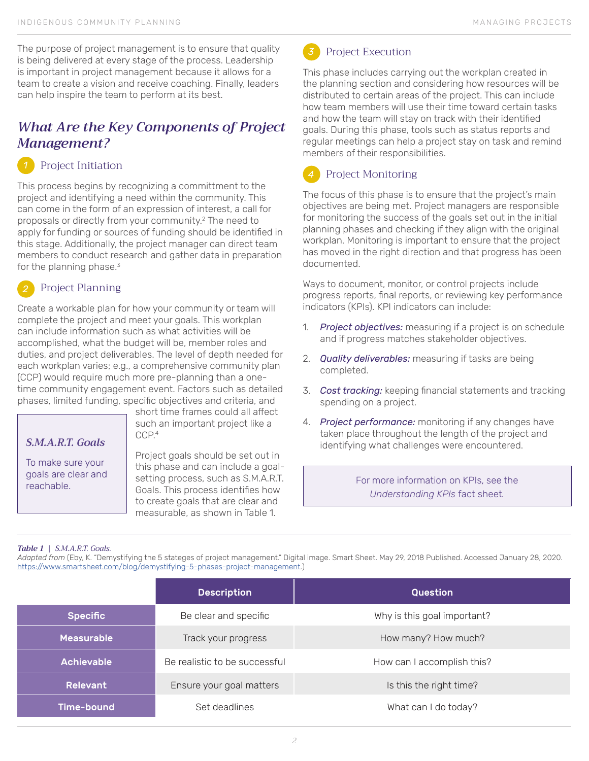The purpose of project management is to ensure that quality is being delivered at every stage of the process. Leadership is important in project management because it allows for a team to create a vision and receive coaching. Finally, leaders can help inspire the team to perform at its best.

## *What Are the Key Components of Project Management?*

### 1 Project Initiation

This process begins by recognizing a committment to the project and identifying a need within the community. This can come in the form of an expression of interest, a call for proposals or directly from your community.[2] The need to apply for funding or sources of funding should be identified in this stage. Additionally, the project manager can direct team members to conduct research and gather data in preparation for the planning phase.[3]

### 2 Project Planning

Create a workable plan for how your community or team will complete the project and meet your goals. This workplan can include information such as what activities will be accomplished, what the budget will be, member roles and duties, and project deliverables. The level of depth needed for each workplan varies; e.g., a comprehensive community plan (CCP) would require much more pre-planning than a one-time community engagement event. Factors such as detailed phases, limited funding, specific objectives and criteria, and short time frames could all affect such an important project like a CCP.[4]

> ***S.M.A.R.T. Goals***
>
> To make sure your goals are clear and reachable.

Project goals should be set out in this phase and can include a goal-setting process, such as S.M.A.R.T. Goals. This process identifies how to create goals that are clear and measurable, as shown in Table 1.

### 3 Project Execution

This phase includes carrying out the workplan created in the planning section and considering how resources will be distributed to certain areas of the project. This can include how team members will use their time toward certain tasks and how the team will stay on track with their identified goals. During this phase, tools such as status reports and regular meetings can help a project stay on task and remind members of their responsibilities.

### 4 Project Monitoring

The focus of this phase is to ensure that the project's main objectives are being met. Project managers are responsible for monitoring the success of the goals set out in the initial planning phases and checking if they align with the original workplan. Monitoring is important to ensure that the project has moved in the right direction and that progress has been documented.

Ways to document, monitor, or control projects include progress reports, final reports, or reviewing key performance indicators (KPIs). KPI indicators can include:

1. ***Project objectives:*** measuring if a project is on schedule and if progress matches stakeholder objectives.
2. ***Quality deliverables:*** measuring if tasks are being completed.
3. ***Cost tracking:*** keeping financial statements and tracking spending on a project.
4. ***Project performance:*** monitoring if any changes have taken place throughout the length of the project and identifying what challenges were encountered.

> For more information on KPIs, see the *Understanding KPIs* fact sheet.

**Table 1 |** *S.M.A.R.T. Goals.*
*Adapted from* (Eby, K. "Demystifying the 5 stateges of project management." Digital image. Smart Sheet. May 29, 2018 Published. Accessed January 28, 2020. https://www.smartsheet.com/blog/demystifying-5-phases-project-management.)

| | Description | Question |
|---|---|---|
| **Specific** | Be clear and specific | Why is this goal important? |
| **Measurable** | Track your progress | How many? How much? |
| **Achievable** | Be realistic to be successful | How can I accomplish this? |
| **Relevant** | Ensure your goal matters | Is this the right time? |
| **Time-bound** | Set deadlines | What can I do today? |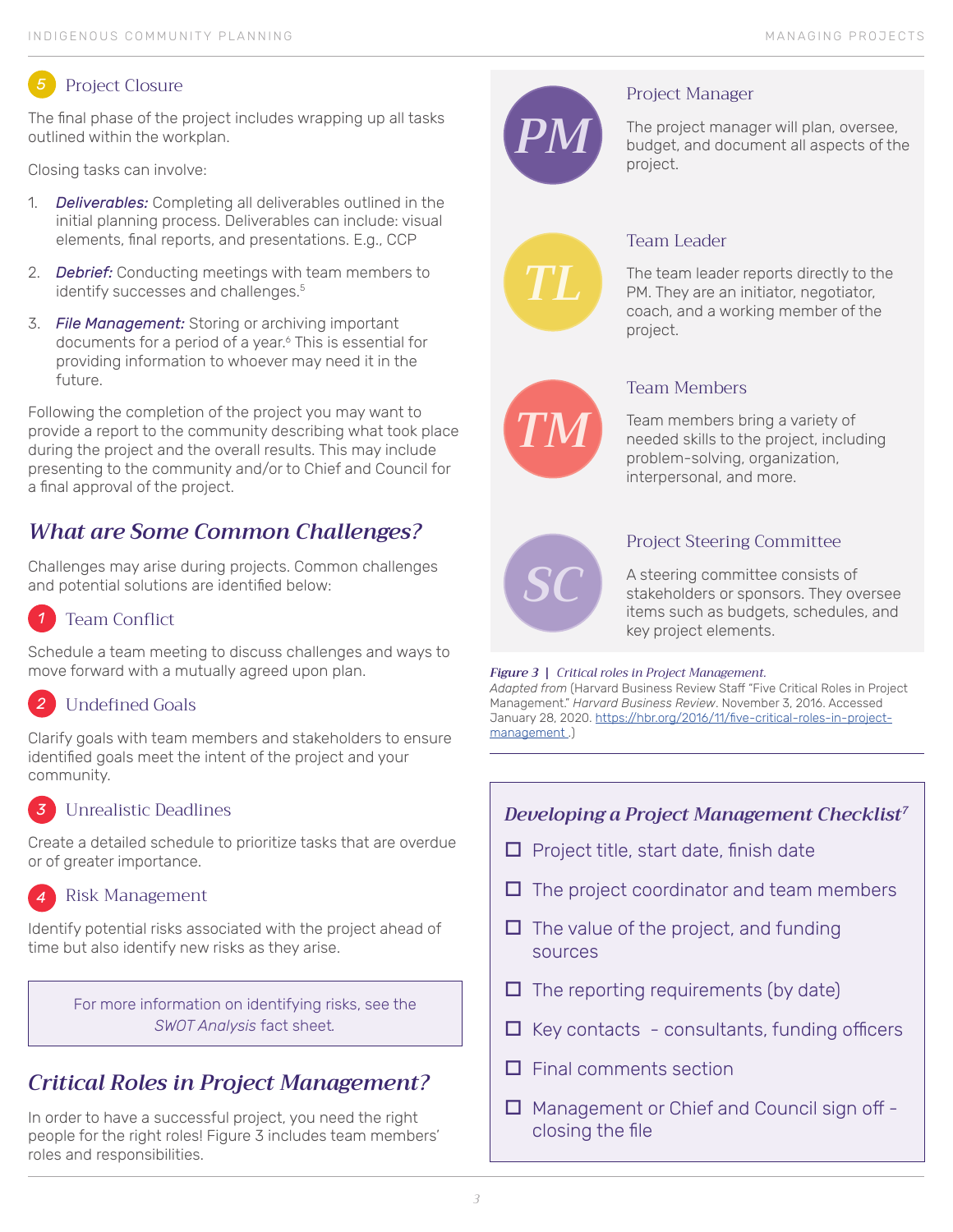## 5 Project Closure

The final phase of the project includes wrapping up all tasks outlined within the workplan.

Closing tasks can involve:

1. ***Deliverables:*** Completing all deliverables outlined in the initial planning process. Deliverables can include: visual elements, final reports, and presentations. E.g., CCP
2. ***Debrief:*** Conducting meetings with team members to identify successes and challenges.[5]
3. ***File Management:*** Storing or archiving important documents for a period of a year.[6] This is essential for providing information to whoever may need it in the future.

Following the completion of the project you may want to provide a report to the community describing what took place during the project and the overall results. This may include presenting to the community and/or to Chief and Council for a final approval of the project.

## *What are Some Common Challenges?*

Challenges may arise during projects. Common challenges and potential solutions are identified below:

### 1 Team Conflict

Schedule a team meeting to discuss challenges and ways to move forward with a mutually agreed upon plan.

### 2 Undefined Goals

Clarify goals with team members and stakeholders to ensure identified goals meet the intent of the project and your community.

### 3 Unrealistic Deadlines

Create a detailed schedule to prioritize tasks that are overdue or of greater importance.

### 4 Risk Management

Identify potential risks associated with the project ahead of time but also identify new risks as they arise.

> For more information on identifying risks, see the *SWOT Analysis* fact sheet.

## *Critical Roles in Project Management?*

In order to have a successful project, you need the right people for the right roles! Figure 3 includes team members' roles and responsibilities.

**PM** — Project Manager

The project manager will plan, oversee, budget, and document all aspects of the project.

**TL** — Team Leader

The team leader reports directly to the PM. They are an initiator, negotiator, coach, and a working member of the project.

**TM** — Team Members

Team members bring a variety of needed skills to the project, including problem-solving, organization, interpersonal, and more.

**SC** — Project Steering Committee

A steering committee consists of stakeholders or sponsors. They oversee items such as budgets, schedules, and key project elements.

***Figure 3*** | *Critical roles in Project Management.*
*Adapted from* (Harvard Business Review Staff "Five Critical Roles in Project Management." *Harvard Business Review*. November 3, 2016. Accessed January 28, 2020. https://hbr.org/2016/11/five-critical-roles-in-project-management .)

### *Developing a Project Management Checklist*[7]

- ☐ Project title, start date, finish date
- ☐ The project coordinator and team members
- ☐ The value of the project, and funding sources
- ☐ The reporting requirements (by date)
- ☐ Key contacts - consultants, funding officers
- ☐ Final comments section
- ☐ Management or Chief and Council sign off - closing the file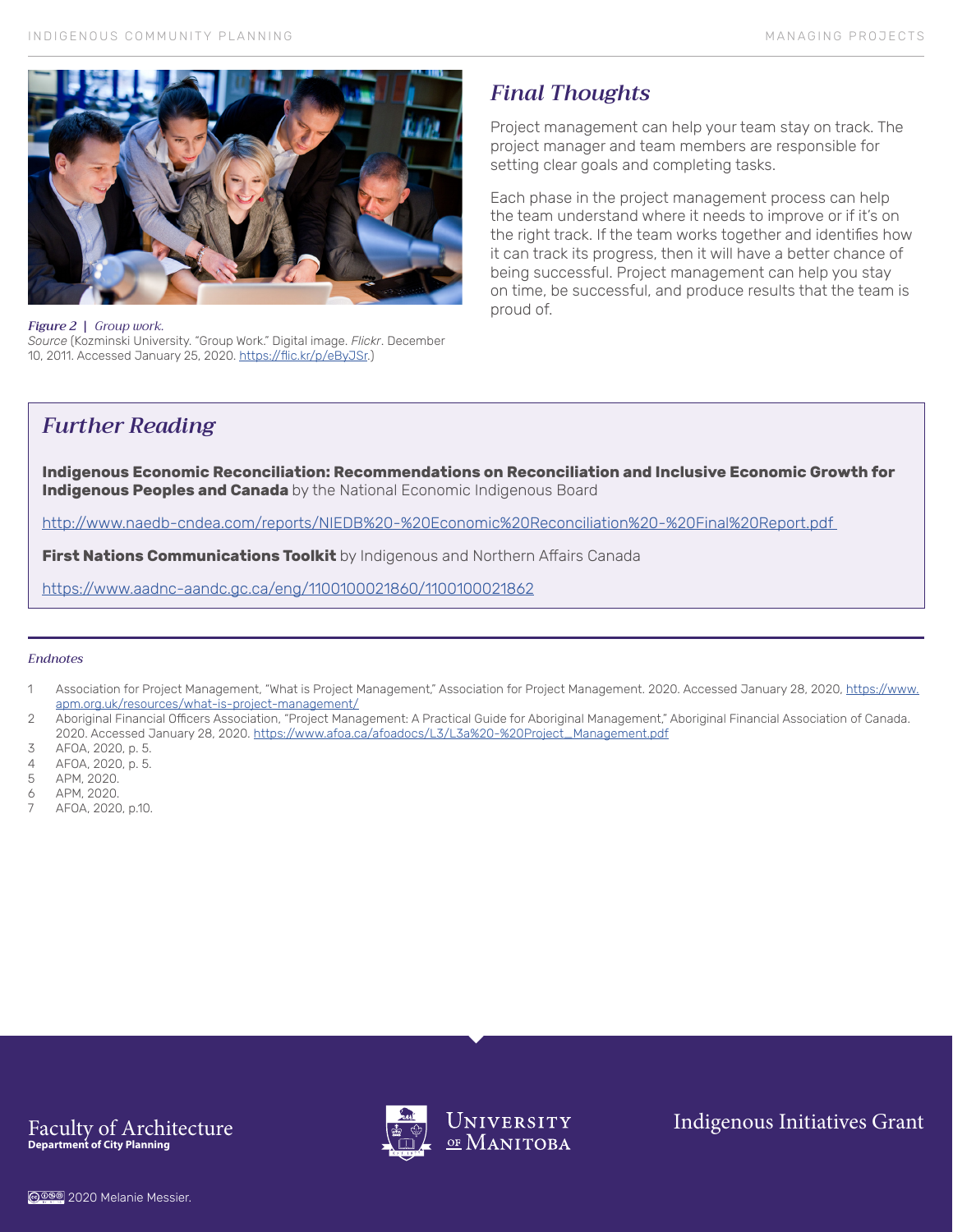Figure 2 | Group work.
*Source* (Kozminski University. "Group Work." Digital image. *Flickr*. December 10, 2011. Accessed January 25, 2020. https://flic.kr/p/eByJSr.)

## Final Thoughts

Project management can help your team stay on track. The project manager and team members are responsible for setting clear goals and completing tasks.

Each phase in the project management process can help the team understand where it needs to improve or if it's on the right track. If the team works together and identifies how it can track its progress, then it will have a better chance of being successful. Project management can help you stay on time, be successful, and produce results that the team is proud of.

## Further Reading

**Indigenous Economic Reconciliation: Recommendations on Reconciliation and Inclusive Economic Growth for Indigenous Peoples and Canada** by the National Economic Indigenous Board

http://www.naedb-cndea.com/reports/NIEDB%20-%20Economic%20Reconciliation%20-%20Final%20Report.pdf

**First Nations Communications Toolkit** by Indigenous and Northern Affairs Canada

https://www.aadnc-aandc.gc.ca/eng/1100100021860/1100100021862

*Endnotes*

1. Association for Project Management, "What is Project Management," Association for Project Management. 2020. Accessed January 28, 2020, https://www.apm.org.uk/resources/what-is-project-management/
2. Aboriginal Financial Officers Association, "Project Management: A Practical Guide for Aboriginal Management," Aboriginal Financial Association of Canada. 2020. Accessed January 28, 2020. https://www.afoa.ca/afoadocs/L3/L3a%20-%20Project_Management.pdf
3. AFOA, 2020, p. 5.
4. AFOA, 2020, p. 5.
5. APM, 2020.
6. APM, 2020.
7. AFOA, 2020, p.10.

Faculty of Architecture
**Department of City Planning**

University of Manitoba

Indigenous Initiatives Grant

2020 Melanie Messier.